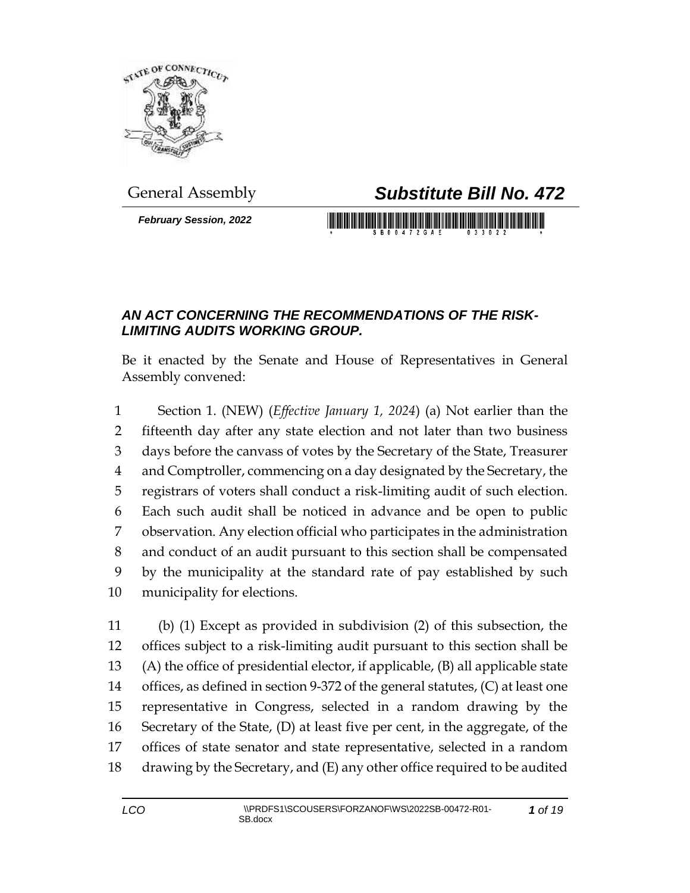General Assembly

# ***Substitute Bill No. 472***

***February Session, 2022***

## *AN ACT CONCERNING THE RECOMMENDATIONS OF THE RISK-LIMITING AUDITS WORKING GROUP.*

Be it enacted by the Senate and House of Representatives in General Assembly convened:

1 Section 1. (NEW) (*Effective January 1, 2024*) (a) Not earlier than the
2 fifteenth day after any state election and not later than two business
3 days before the canvass of votes by the Secretary of the State, Treasurer
4 and Comptroller, commencing on a day designated by the Secretary, the
5 registrars of voters shall conduct a risk-limiting audit of such election.
6 Each such audit shall be noticed in advance and be open to public
7 observation. Any election official who participates in the administration
8 and conduct of an audit pursuant to this section shall be compensated
9 by the municipality at the standard rate of pay established by such
10 municipality for elections.

11 (b) (1) Except as provided in subdivision (2) of this subsection, the
12 offices subject to a risk-limiting audit pursuant to this section shall be
13 (A) the office of presidential elector, if applicable, (B) all applicable state
14 offices, as defined in section 9-372 of the general statutes, (C) at least one
15 representative in Congress, selected in a random drawing by the
16 Secretary of the State, (D) at least five per cent, in the aggregate, of the
17 offices of state senator and state representative, selected in a random
18 drawing by the Secretary, and (E) any other office required to be audited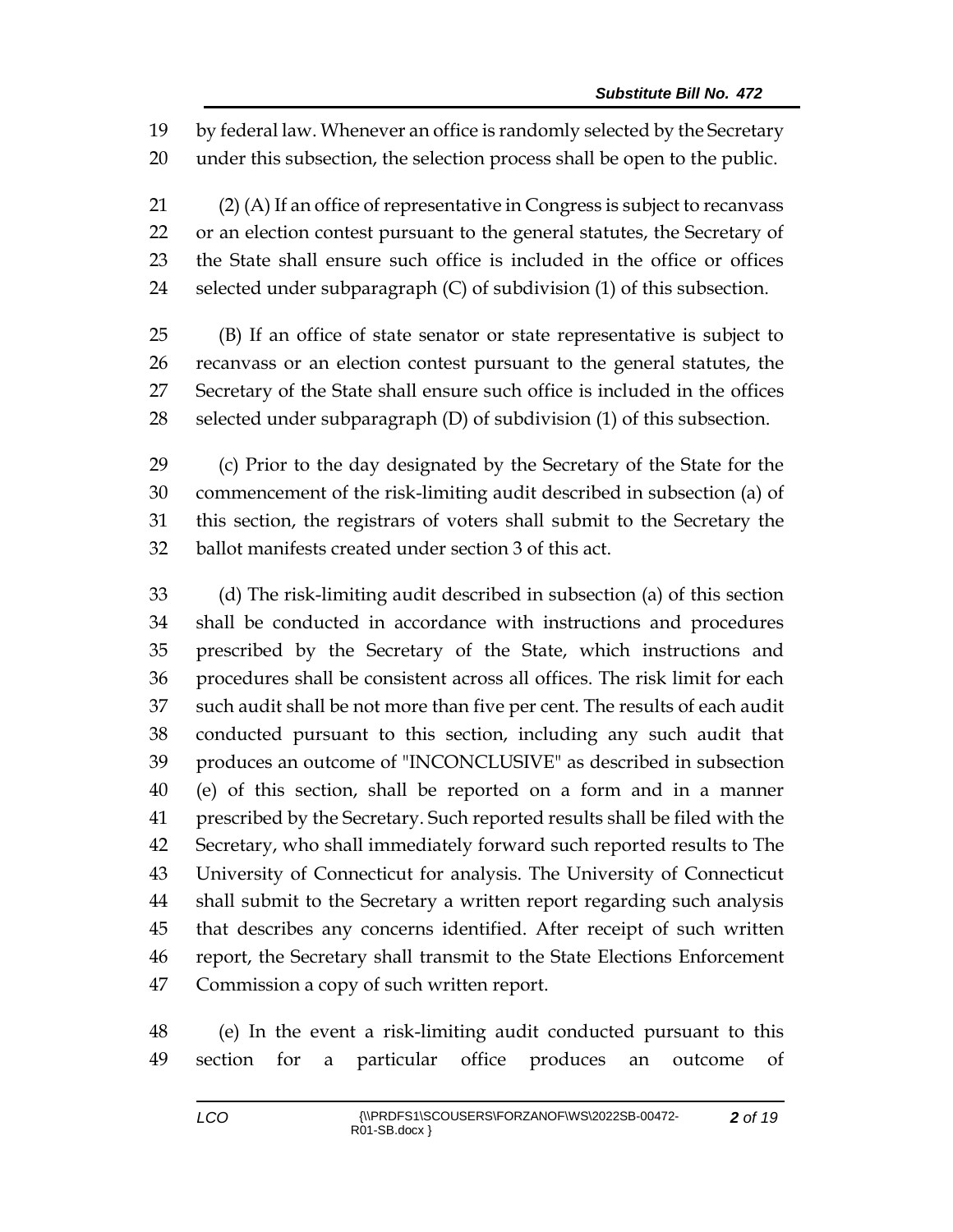by federal law. Whenever an office is randomly selected by the Secretary under this subsection, the selection process shall be open to the public.

(2) (A) If an office of representative in Congress is subject to recanvass or an election contest pursuant to the general statutes, the Secretary of the State shall ensure such office is included in the office or offices selected under subparagraph (C) of subdivision (1) of this subsection.

(B) If an office of state senator or state representative is subject to recanvass or an election contest pursuant to the general statutes, the Secretary of the State shall ensure such office is included in the offices selected under subparagraph (D) of subdivision (1) of this subsection.

(c) Prior to the day designated by the Secretary of the State for the commencement of the risk-limiting audit described in subsection (a) of this section, the registrars of voters shall submit to the Secretary the ballot manifests created under section 3 of this act.

(d) The risk-limiting audit described in subsection (a) of this section shall be conducted in accordance with instructions and procedures prescribed by the Secretary of the State, which instructions and procedures shall be consistent across all offices. The risk limit for each such audit shall be not more than five per cent. The results of each audit conducted pursuant to this section, including any such audit that produces an outcome of "INCONCLUSIVE" as described in subsection (e) of this section, shall be reported on a form and in a manner prescribed by the Secretary. Such reported results shall be filed with the Secretary, who shall immediately forward such reported results to The University of Connecticut for analysis. The University of Connecticut shall submit to the Secretary a written report regarding such analysis that describes any concerns identified. After receipt of such written report, the Secretary shall transmit to the State Elections Enforcement Commission a copy of such written report.

(e) In the event a risk-limiting audit conducted pursuant to this section for a particular office produces an outcome of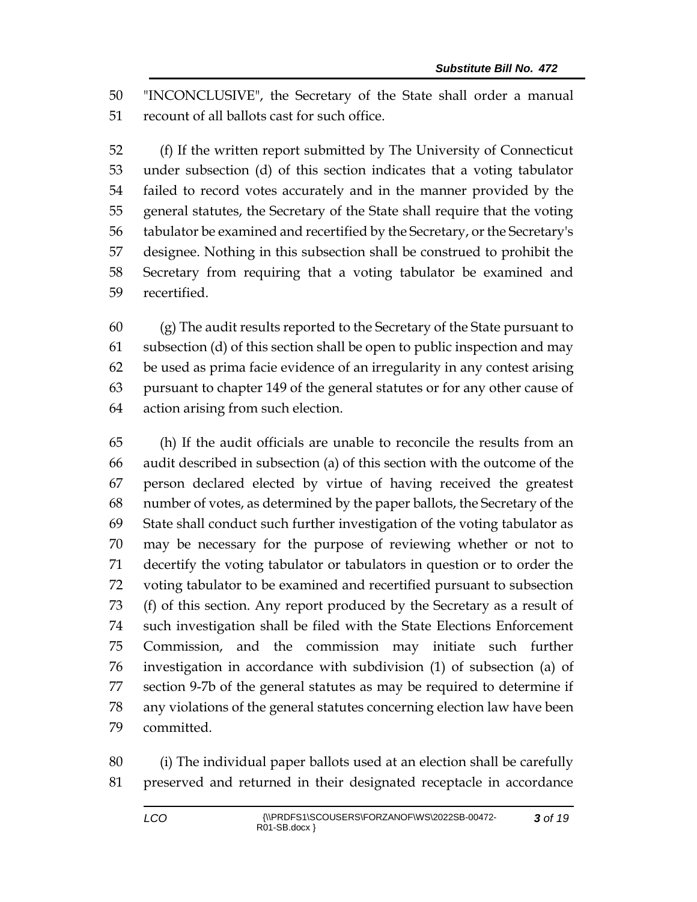"INCONCLUSIVE", the Secretary of the State shall order a manual recount of all ballots cast for such office.

(f) If the written report submitted by The University of Connecticut under subsection (d) of this section indicates that a voting tabulator failed to record votes accurately and in the manner provided by the general statutes, the Secretary of the State shall require that the voting tabulator be examined and recertified by the Secretary, or the Secretary's designee. Nothing in this subsection shall be construed to prohibit the Secretary from requiring that a voting tabulator be examined and recertified.

(g) The audit results reported to the Secretary of the State pursuant to subsection (d) of this section shall be open to public inspection and may be used as prima facie evidence of an irregularity in any contest arising pursuant to chapter 149 of the general statutes or for any other cause of action arising from such election.

(h) If the audit officials are unable to reconcile the results from an audit described in subsection (a) of this section with the outcome of the person declared elected by virtue of having received the greatest number of votes, as determined by the paper ballots, the Secretary of the State shall conduct such further investigation of the voting tabulator as may be necessary for the purpose of reviewing whether or not to decertify the voting tabulator or tabulators in question or to order the voting tabulator to be examined and recertified pursuant to subsection (f) of this section. Any report produced by the Secretary as a result of such investigation shall be filed with the State Elections Enforcement Commission, and the commission may initiate such further investigation in accordance with subdivision (1) of subsection (a) of section 9-7b of the general statutes as may be required to determine if any violations of the general statutes concerning election law have been committed.

(i) The individual paper ballots used at an election shall be carefully preserved and returned in their designated receptacle in accordance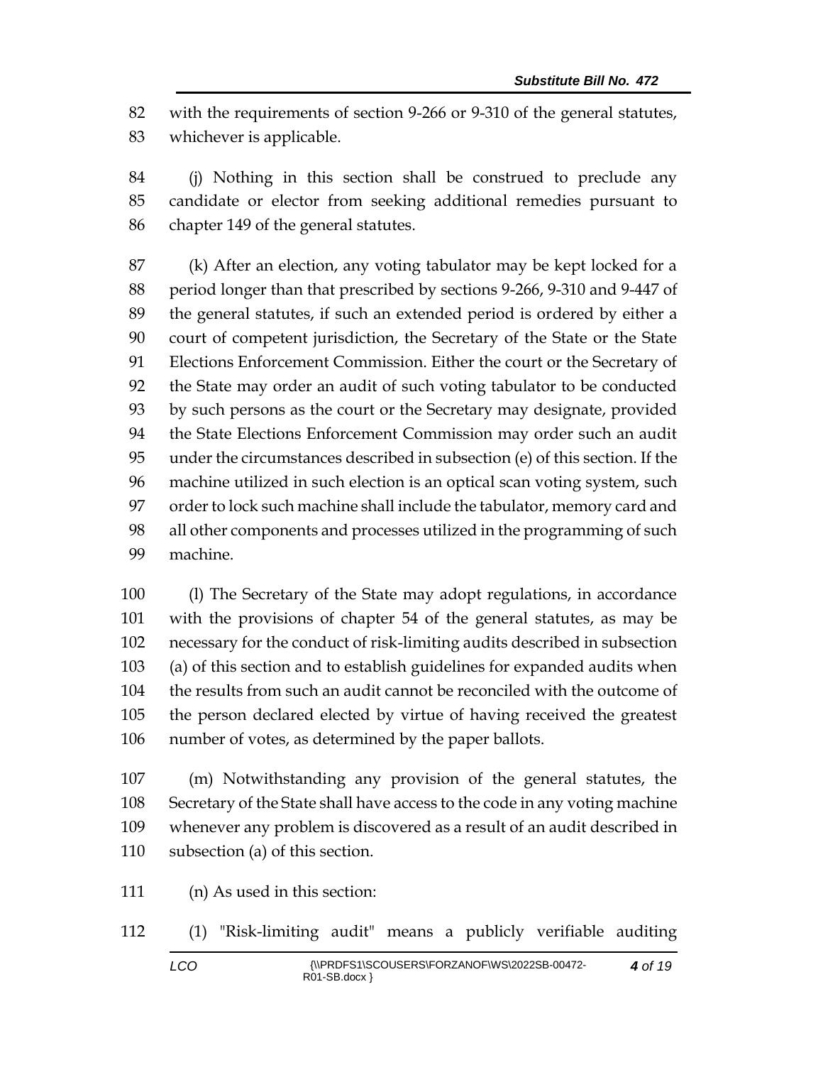with the requirements of section 9-266 or 9-310 of the general statutes, whichever is applicable.

(j) Nothing in this section shall be construed to preclude any candidate or elector from seeking additional remedies pursuant to chapter 149 of the general statutes.

(k) After an election, any voting tabulator may be kept locked for a period longer than that prescribed by sections 9-266, 9-310 and 9-447 of the general statutes, if such an extended period is ordered by either a court of competent jurisdiction, the Secretary of the State or the State Elections Enforcement Commission. Either the court or the Secretary of the State may order an audit of such voting tabulator to be conducted by such persons as the court or the Secretary may designate, provided the State Elections Enforcement Commission may order such an audit under the circumstances described in subsection (e) of this section. If the machine utilized in such election is an optical scan voting system, such order to lock such machine shall include the tabulator, memory card and all other components and processes utilized in the programming of such machine.

(l) The Secretary of the State may adopt regulations, in accordance with the provisions of chapter 54 of the general statutes, as may be necessary for the conduct of risk-limiting audits described in subsection (a) of this section and to establish guidelines for expanded audits when the results from such an audit cannot be reconciled with the outcome of the person declared elected by virtue of having received the greatest number of votes, as determined by the paper ballots.

(m) Notwithstanding any provision of the general statutes, the Secretary of the State shall have access to the code in any voting machine whenever any problem is discovered as a result of an audit described in subsection (a) of this section.

(n) As used in this section:

(1) "Risk-limiting audit" means a publicly verifiable auditing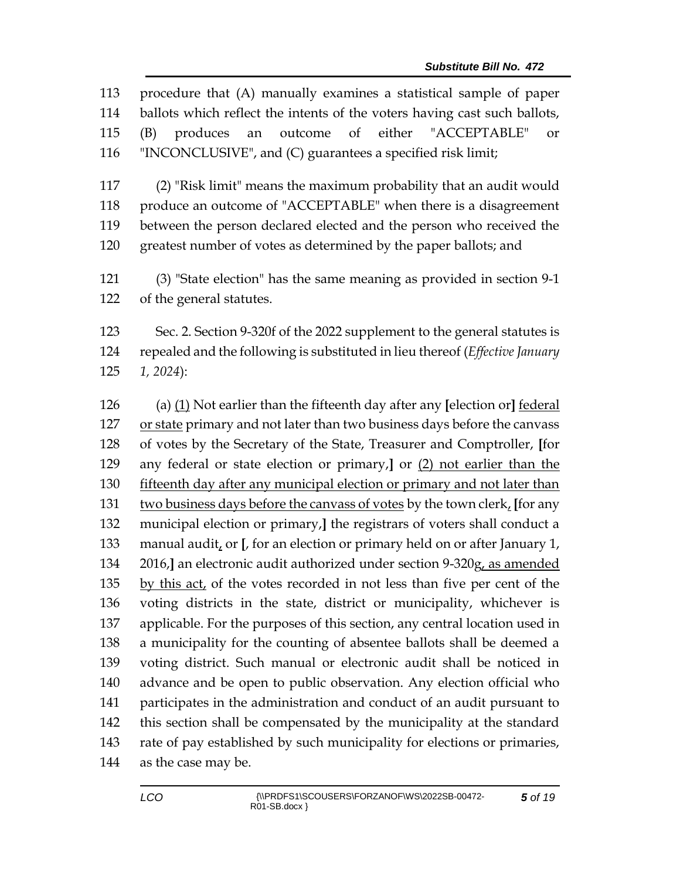113 procedure that (A) manually examines a statistical sample of paper
114 ballots which reflect the intents of the voters having cast such ballots,
115 (B) produces an outcome of either "ACCEPTABLE" or
116 "INCONCLUSIVE", and (C) guarantees a specified risk limit;

117 (2) "Risk limit" means the maximum probability that an audit would
118 produce an outcome of "ACCEPTABLE" when there is a disagreement
119 between the person declared elected and the person who received the
120 greatest number of votes as determined by the paper ballots; and

121 (3) "State election" has the same meaning as provided in section 9-1
122 of the general statutes.

123 Sec. 2. Section 9-320f of the 2022 supplement to the general statutes is
124 repealed and the following is substituted in lieu thereof (*Effective January*
125 *1, 2024*):

126 (a) <u>(1)</u> Not earlier than the fifteenth day after any **[**election or**]** <u>federal</u>
127 <u>or state</u> primary and not later than two business days before the canvass
128 of votes by the Secretary of the State, Treasurer and Comptroller, **[**for
129 any federal or state election or primary,**]** or <u>(2) not earlier than the</u>
130 <u>fifteenth day after any municipal election or primary and not later than</u>
131 <u>two business days before the canvass of votes</u> by the town clerk<u>,</u> **[**for any
132 municipal election or primary,**]** the registrars of voters shall conduct a
133 manual audit<u>,</u> or **[**, for an election or primary held on or after January 1,
134 2016,**]** an electronic audit authorized under section 9-320g<u>, as amended</u>
135 <u>by this act,</u> of the votes recorded in not less than five per cent of the
136 voting districts in the state, district or municipality, whichever is
137 applicable. For the purposes of this section, any central location used in
138 a municipality for the counting of absentee ballots shall be deemed a
139 voting district. Such manual or electronic audit shall be noticed in
140 advance and be open to public observation. Any election official who
141 participates in the administration and conduct of an audit pursuant to
142 this section shall be compensated by the municipality at the standard
143 rate of pay established by such municipality for elections or primaries,
144 as the case may be.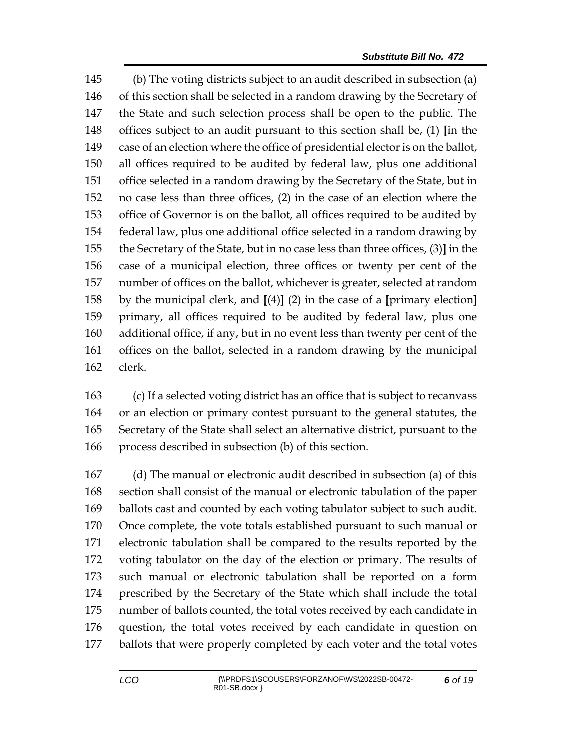(b) The voting districts subject to an audit described in subsection (a) of this section shall be selected in a random drawing by the Secretary of the State and such selection process shall be open to the public. The offices subject to an audit pursuant to this section shall be, (1) **[**in the case of an election where the office of presidential elector is on the ballot, all offices required to be audited by federal law, plus one additional office selected in a random drawing by the Secretary of the State, but in no case less than three offices, (2) in the case of an election where the office of Governor is on the ballot, all offices required to be audited by federal law, plus one additional office selected in a random drawing by the Secretary of the State, but in no case less than three offices, (3)**]** in the case of a municipal election, three offices or twenty per cent of the number of offices on the ballot, whichever is greater, selected at random by the municipal clerk, and **[**(4)**]** <u>(2)</u> in the case of a **[**primary election**]** <u>primary</u>, all offices required to be audited by federal law, plus one additional office, if any, but in no event less than twenty per cent of the offices on the ballot, selected in a random drawing by the municipal clerk.

(c) If a selected voting district has an office that is subject to recanvass or an election or primary contest pursuant to the general statutes, the Secretary <u>of the State</u> shall select an alternative district, pursuant to the process described in subsection (b) of this section.

(d) The manual or electronic audit described in subsection (a) of this section shall consist of the manual or electronic tabulation of the paper ballots cast and counted by each voting tabulator subject to such audit. Once complete, the vote totals established pursuant to such manual or electronic tabulation shall be compared to the results reported by the voting tabulator on the day of the election or primary. The results of such manual or electronic tabulation shall be reported on a form prescribed by the Secretary of the State which shall include the total number of ballots counted, the total votes received by each candidate in question, the total votes received by each candidate in question on ballots that were properly completed by each voter and the total votes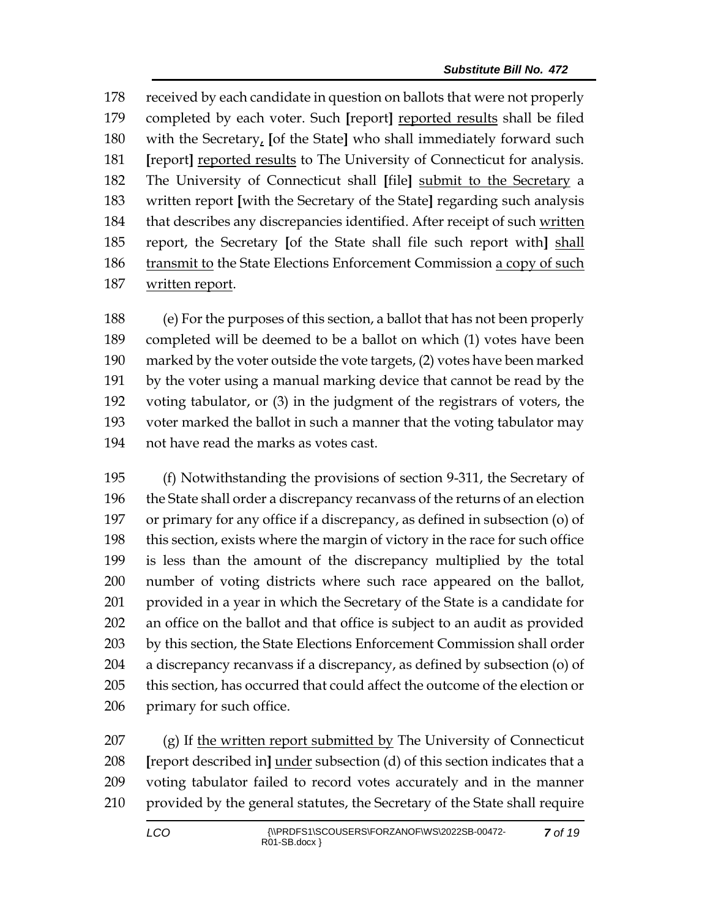178 received by each candidate in question on ballots that were not properly
179 completed by each voter. Such [report] <u>reported results</u> shall be filed
180 with the Secretary<u>,</u> [of the State] who shall immediately forward such
181 [report] <u>reported results</u> to The University of Connecticut for analysis.
182 The University of Connecticut shall [file] <u>submit to the Secretary</u> a
183 written report [with the Secretary of the State] regarding such analysis
184 that describes any discrepancies identified. After receipt of such <u>written</u>
185 report, the Secretary [of the State shall file such report with] <u>shall</u>
186 <u>transmit to</u> the State Elections Enforcement Commission <u>a copy of such</u>
187 <u>written report</u>.

188 (e) For the purposes of this section, a ballot that has not been properly
189 completed will be deemed to be a ballot on which (1) votes have been
190 marked by the voter outside the vote targets, (2) votes have been marked
191 by the voter using a manual marking device that cannot be read by the
192 voting tabulator, or (3) in the judgment of the registrars of voters, the
193 voter marked the ballot in such a manner that the voting tabulator may
194 not have read the marks as votes cast.

195 (f) Notwithstanding the provisions of section 9-311, the Secretary of
196 the State shall order a discrepancy recanvass of the returns of an election
197 or primary for any office if a discrepancy, as defined in subsection (o) of
198 this section, exists where the margin of victory in the race for such office
199 is less than the amount of the discrepancy multiplied by the total
200 number of voting districts where such race appeared on the ballot,
201 provided in a year in which the Secretary of the State is a candidate for
202 an office on the ballot and that office is subject to an audit as provided
203 by this section, the State Elections Enforcement Commission shall order
204 a discrepancy recanvass if a discrepancy, as defined by subsection (o) of
205 this section, has occurred that could affect the outcome of the election or
206 primary for such office.

207 (g) If <u>the written report submitted by</u> The University of Connecticut
208 [report described in] <u>under</u> subsection (d) of this section indicates that a
209 voting tabulator failed to record votes accurately and in the manner
210 provided by the general statutes, the Secretary of the State shall require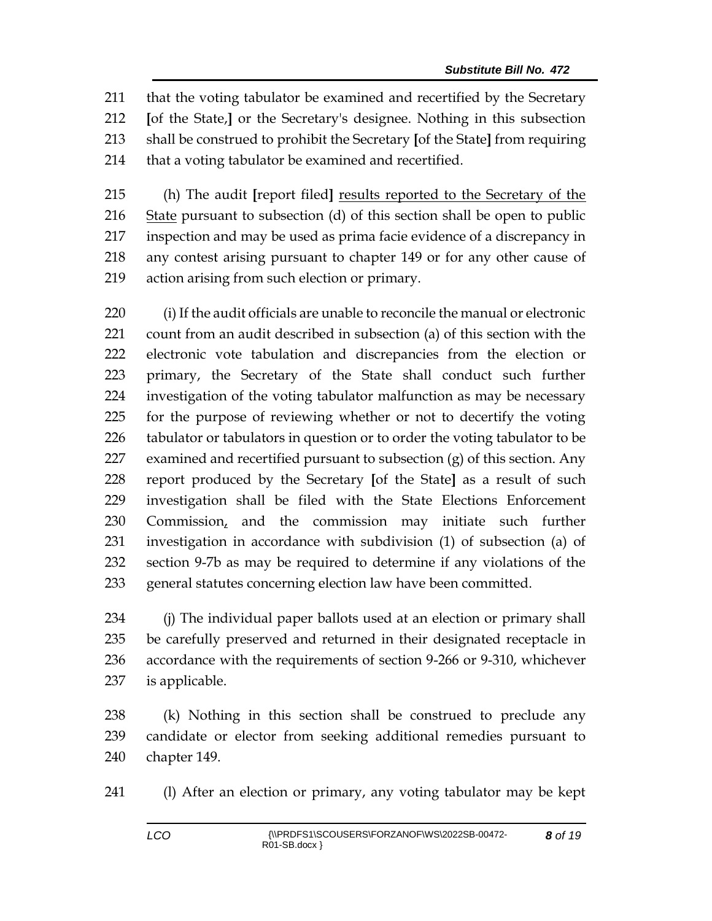that the voting tabulator be examined and recertified by the Secretary [of the State,] or the Secretary's designee. Nothing in this subsection shall be construed to prohibit the Secretary [of the State] from requiring that a voting tabulator be examined and recertified.

(h) The audit [report filed] results reported to the Secretary of the State pursuant to subsection (d) of this section shall be open to public inspection and may be used as prima facie evidence of a discrepancy in any contest arising pursuant to chapter 149 or for any other cause of action arising from such election or primary.

(i) If the audit officials are unable to reconcile the manual or electronic count from an audit described in subsection (a) of this section with the electronic vote tabulation and discrepancies from the election or primary, the Secretary of the State shall conduct such further investigation of the voting tabulator malfunction as may be necessary for the purpose of reviewing whether or not to decertify the voting tabulator or tabulators in question or to order the voting tabulator to be examined and recertified pursuant to subsection (g) of this section. Any report produced by the Secretary [of the State] as a result of such investigation shall be filed with the State Elections Enforcement Commission, and the commission may initiate such further investigation in accordance with subdivision (1) of subsection (a) of section 9-7b as may be required to determine if any violations of the general statutes concerning election law have been committed.

(j) The individual paper ballots used at an election or primary shall be carefully preserved and returned in their designated receptacle in accordance with the requirements of section 9-266 or 9-310, whichever is applicable.

(k) Nothing in this section shall be construed to preclude any candidate or elector from seeking additional remedies pursuant to chapter 149.

(l) After an election or primary, any voting tabulator may be kept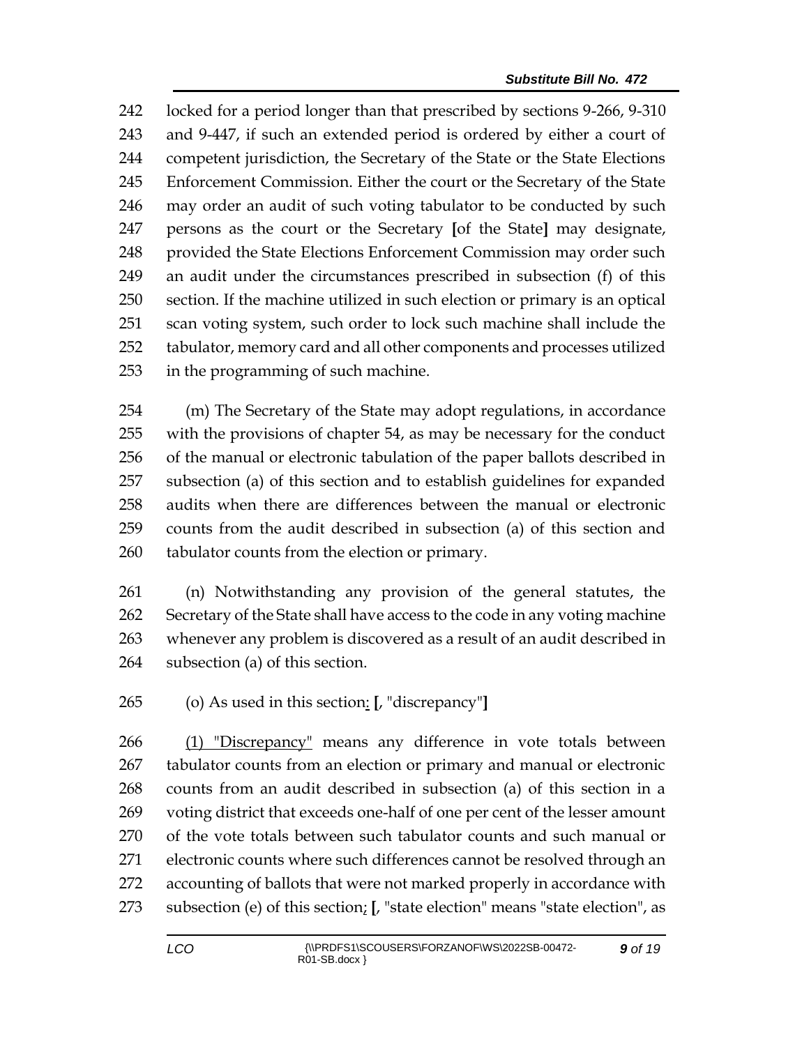locked for a period longer than that prescribed by sections 9-266, 9-310 and 9-447, if such an extended period is ordered by either a court of competent jurisdiction, the Secretary of the State or the State Elections Enforcement Commission. Either the court or the Secretary of the State may order an audit of such voting tabulator to be conducted by such persons as the court or the Secretary **[**of the State**]** may designate, provided the State Elections Enforcement Commission may order such an audit under the circumstances prescribed in subsection (f) of this section. If the machine utilized in such election or primary is an optical scan voting system, such order to lock such machine shall include the tabulator, memory card and all other components and processes utilized in the programming of such machine.

(m) The Secretary of the State may adopt regulations, in accordance with the provisions of chapter 54, as may be necessary for the conduct of the manual or electronic tabulation of the paper ballots described in subsection (a) of this section and to establish guidelines for expanded audits when there are differences between the manual or electronic counts from the audit described in subsection (a) of this section and tabulator counts from the election or primary.

(n) Notwithstanding any provision of the general statutes, the Secretary of the State shall have access to the code in any voting machine whenever any problem is discovered as a result of an audit described in subsection (a) of this section.

(o) As used in this section<u>:</u> **[**, "discrepancy"**]**

<u>(1) "Discrepancy"</u> means any difference in vote totals between tabulator counts from an election or primary and manual or electronic counts from an audit described in subsection (a) of this section in a voting district that exceeds one-half of one per cent of the lesser amount of the vote totals between such tabulator counts and such manual or electronic counts where such differences cannot be resolved through an accounting of ballots that were not marked properly in accordance with subsection (e) of this section<u>;</u> **[**, "state election" means "state election", as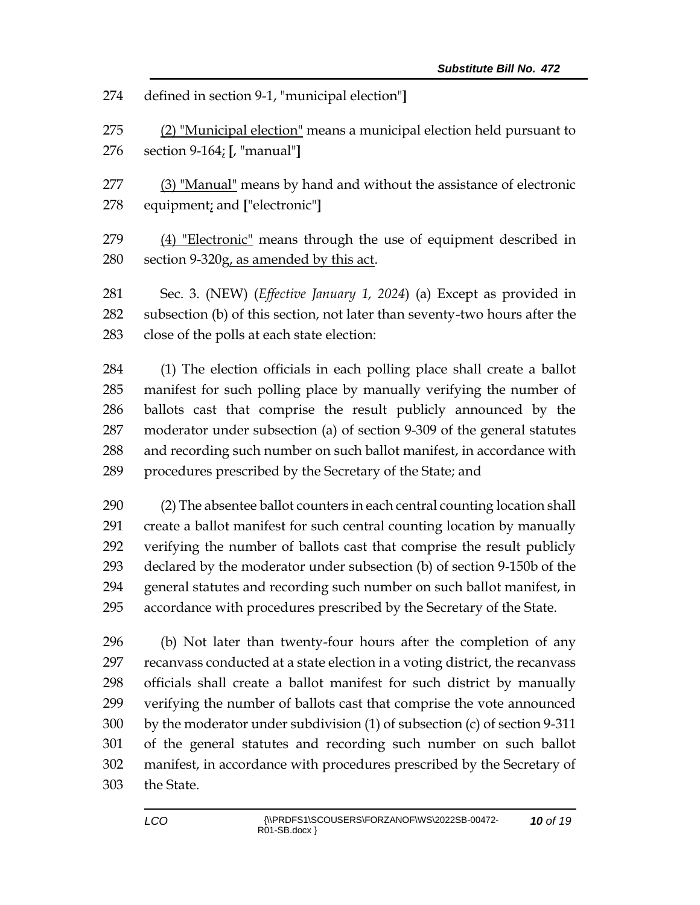274 defined in section 9-1, "municipal election"**]**

275 <u>(2) "Municipal election"</u> means a municipal election held pursuant to
276 section 9-164<u>;</u> **[**, "manual"**]**

277 <u>(3) "Manual"</u> means by hand and without the assistance of electronic
278 equipment<u>;</u> and **[**"electronic"**]**

279 <u>(4) "Electronic"</u> means through the use of equipment described in
280 section 9-320g<u>, as amended by this act</u>.

281 Sec. 3. (NEW) (*Effective January 1, 2024*) (a) Except as provided in
282 subsection (b) of this section, not later than seventy-two hours after the
283 close of the polls at each state election:

284 (1) The election officials in each polling place shall create a ballot
285 manifest for such polling place by manually verifying the number of
286 ballots cast that comprise the result publicly announced by the
287 moderator under subsection (a) of section 9-309 of the general statutes
288 and recording such number on such ballot manifest, in accordance with
289 procedures prescribed by the Secretary of the State; and

290 (2) The absentee ballot counters in each central counting location shall
291 create a ballot manifest for such central counting location by manually
292 verifying the number of ballots cast that comprise the result publicly
293 declared by the moderator under subsection (b) of section 9-150b of the
294 general statutes and recording such number on such ballot manifest, in
295 accordance with procedures prescribed by the Secretary of the State.

296 (b) Not later than twenty-four hours after the completion of any
297 recanvass conducted at a state election in a voting district, the recanvass
298 officials shall create a ballot manifest for such district by manually
299 verifying the number of ballots cast that comprise the vote announced
300 by the moderator under subdivision (1) of subsection (c) of section 9-311
301 of the general statutes and recording such number on such ballot
302 manifest, in accordance with procedures prescribed by the Secretary of
303 the State.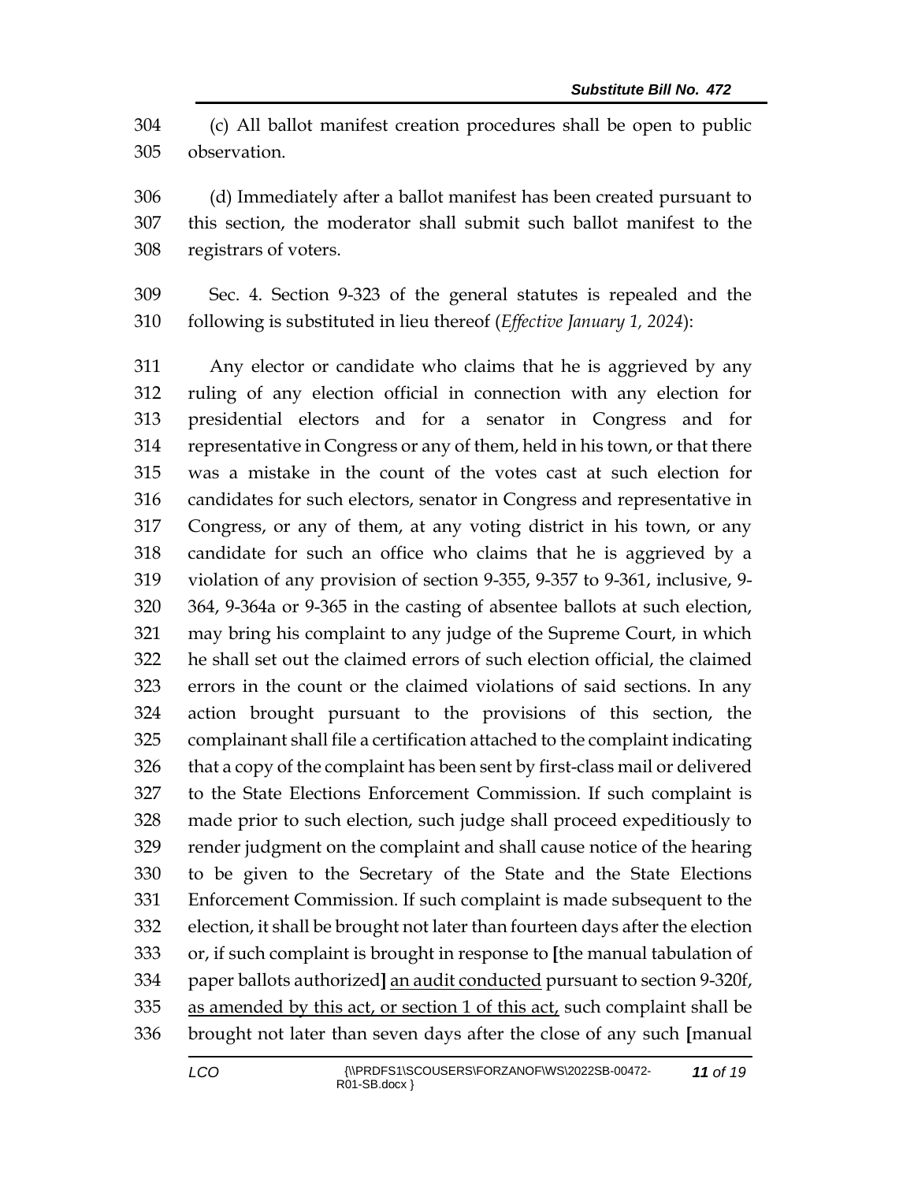(c) All ballot manifest creation procedures shall be open to public observation.

(d) Immediately after a ballot manifest has been created pursuant to this section, the moderator shall submit such ballot manifest to the registrars of voters.

Sec. 4. Section 9-323 of the general statutes is repealed and the following is substituted in lieu thereof (*Effective January 1, 2024*):

Any elector or candidate who claims that he is aggrieved by any ruling of any election official in connection with any election for presidential electors and for a senator in Congress and for representative in Congress or any of them, held in his town, or that there was a mistake in the count of the votes cast at such election for candidates for such electors, senator in Congress and representative in Congress, or any of them, at any voting district in his town, or any candidate for such an office who claims that he is aggrieved by a violation of any provision of section 9-355, 9-357 to 9-361, inclusive, 9-364, 9-364a or 9-365 in the casting of absentee ballots at such election, may bring his complaint to any judge of the Supreme Court, in which he shall set out the claimed errors of such election official, the claimed errors in the count or the claimed violations of said sections. In any action brought pursuant to the provisions of this section, the complainant shall file a certification attached to the complaint indicating that a copy of the complaint has been sent by first-class mail or delivered to the State Elections Enforcement Commission. If such complaint is made prior to such election, such judge shall proceed expeditiously to render judgment on the complaint and shall cause notice of the hearing to be given to the Secretary of the State and the State Elections Enforcement Commission. If such complaint is made subsequent to the election, it shall be brought not later than fourteen days after the election or, if such complaint is brought in response to **[**the manual tabulation of paper ballots authorized**]** <u>an audit conducted</u> pursuant to section 9-320f, <u>as amended by this act, or section 1 of this act,</u> such complaint shall be brought not later than seven days after the close of any such **[**manual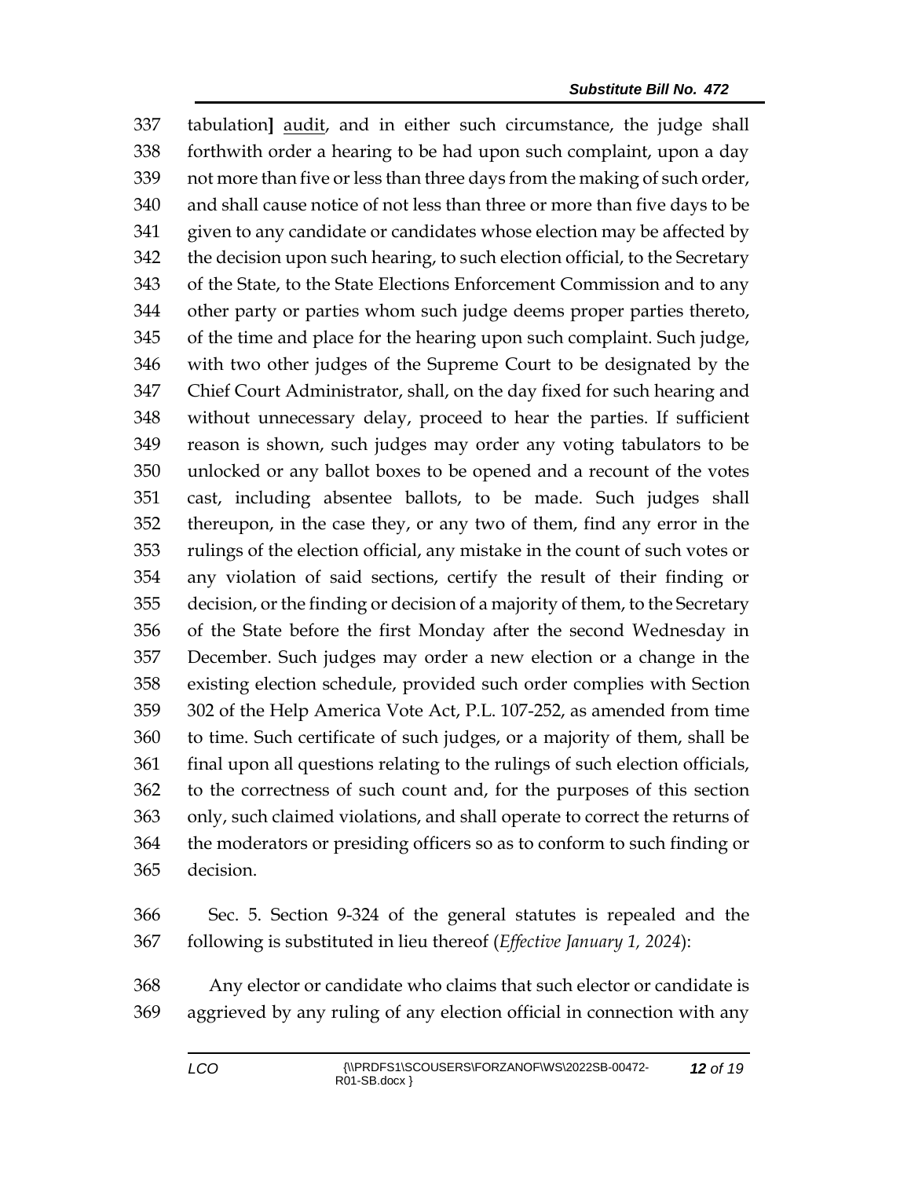tabulation] audit, and in either such circumstance, the judge shall forthwith order a hearing to be had upon such complaint, upon a day not more than five or less than three days from the making of such order, and shall cause notice of not less than three or more than five days to be given to any candidate or candidates whose election may be affected by the decision upon such hearing, to such election official, to the Secretary of the State, to the State Elections Enforcement Commission and to any other party or parties whom such judge deems proper parties thereto, of the time and place for the hearing upon such complaint. Such judge, with two other judges of the Supreme Court to be designated by the Chief Court Administrator, shall, on the day fixed for such hearing and without unnecessary delay, proceed to hear the parties. If sufficient reason is shown, such judges may order any voting tabulators to be unlocked or any ballot boxes to be opened and a recount of the votes cast, including absentee ballots, to be made. Such judges shall thereupon, in the case they, or any two of them, find any error in the rulings of the election official, any mistake in the count of such votes or any violation of said sections, certify the result of their finding or decision, or the finding or decision of a majority of them, to the Secretary of the State before the first Monday after the second Wednesday in December. Such judges may order a new election or a change in the existing election schedule, provided such order complies with Section 302 of the Help America Vote Act, P.L. 107-252, as amended from time to time. Such certificate of such judges, or a majority of them, shall be final upon all questions relating to the rulings of such election officials, to the correctness of such count and, for the purposes of this section only, such claimed violations, and shall operate to correct the returns of the moderators or presiding officers so as to conform to such finding or decision.

Sec. 5. Section 9-324 of the general statutes is repealed and the following is substituted in lieu thereof (*Effective January 1, 2024*):

Any elector or candidate who claims that such elector or candidate is aggrieved by any ruling of any election official in connection with any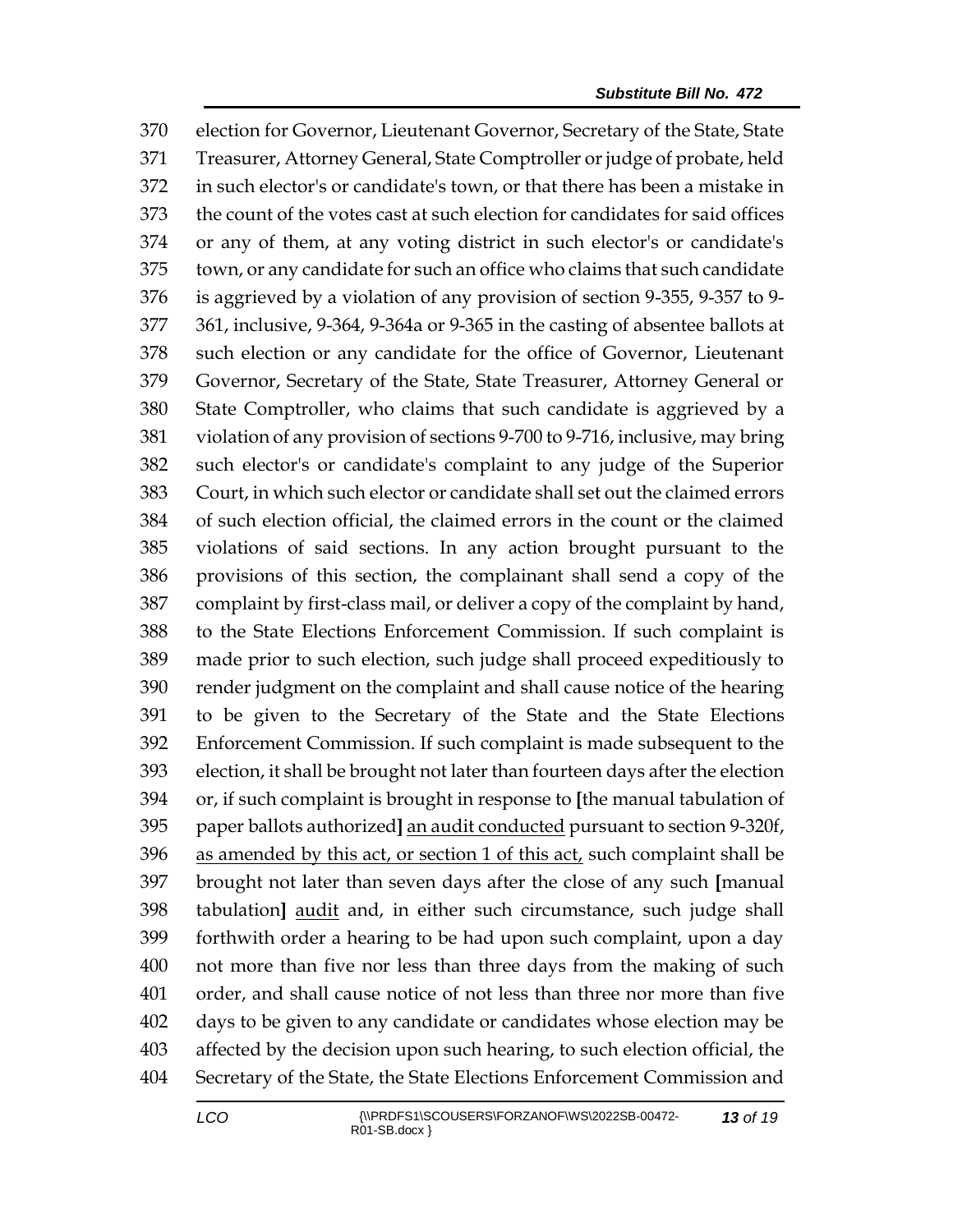370 election for Governor, Lieutenant Governor, Secretary of the State, State
371 Treasurer, Attorney General, State Comptroller or judge of probate, held
372 in such elector's or candidate's town, or that there has been a mistake in
373 the count of the votes cast at such election for candidates for said offices
374 or any of them, at any voting district in such elector's or candidate's
375 town, or any candidate for such an office who claims that such candidate
376 is aggrieved by a violation of any provision of section 9-355, 9-357 to 9-
377 361, inclusive, 9-364, 9-364a or 9-365 in the casting of absentee ballots at
378 such election or any candidate for the office of Governor, Lieutenant
379 Governor, Secretary of the State, State Treasurer, Attorney General or
380 State Comptroller, who claims that such candidate is aggrieved by a
381 violation of any provision of sections 9-700 to 9-716, inclusive, may bring
382 such elector's or candidate's complaint to any judge of the Superior
383 Court, in which such elector or candidate shall set out the claimed errors
384 of such election official, the claimed errors in the count or the claimed
385 violations of said sections. In any action brought pursuant to the
386 provisions of this section, the complainant shall send a copy of the
387 complaint by first-class mail, or deliver a copy of the complaint by hand,
388 to the State Elections Enforcement Commission. If such complaint is
389 made prior to such election, such judge shall proceed expeditiously to
390 render judgment on the complaint and shall cause notice of the hearing
391 to be given to the Secretary of the State and the State Elections
392 Enforcement Commission. If such complaint is made subsequent to the
393 election, it shall be brought not later than fourteen days after the election
394 or, if such complaint is brought in response to **[**the manual tabulation of
395 paper ballots authorized**]** <u>an audit conducted</u> pursuant to section 9-320f,
396 <u>as amended by this act, or section 1 of this act,</u> such complaint shall be
397 brought not later than seven days after the close of any such **[**manual
398 tabulation**]** <u>audit</u> and, in either such circumstance, such judge shall
399 forthwith order a hearing to be had upon such complaint, upon a day
400 not more than five nor less than three days from the making of such
401 order, and shall cause notice of not less than three nor more than five
402 days to be given to any candidate or candidates whose election may be
403 affected by the decision upon such hearing, to such election official, the
404 Secretary of the State, the State Elections Enforcement Commission and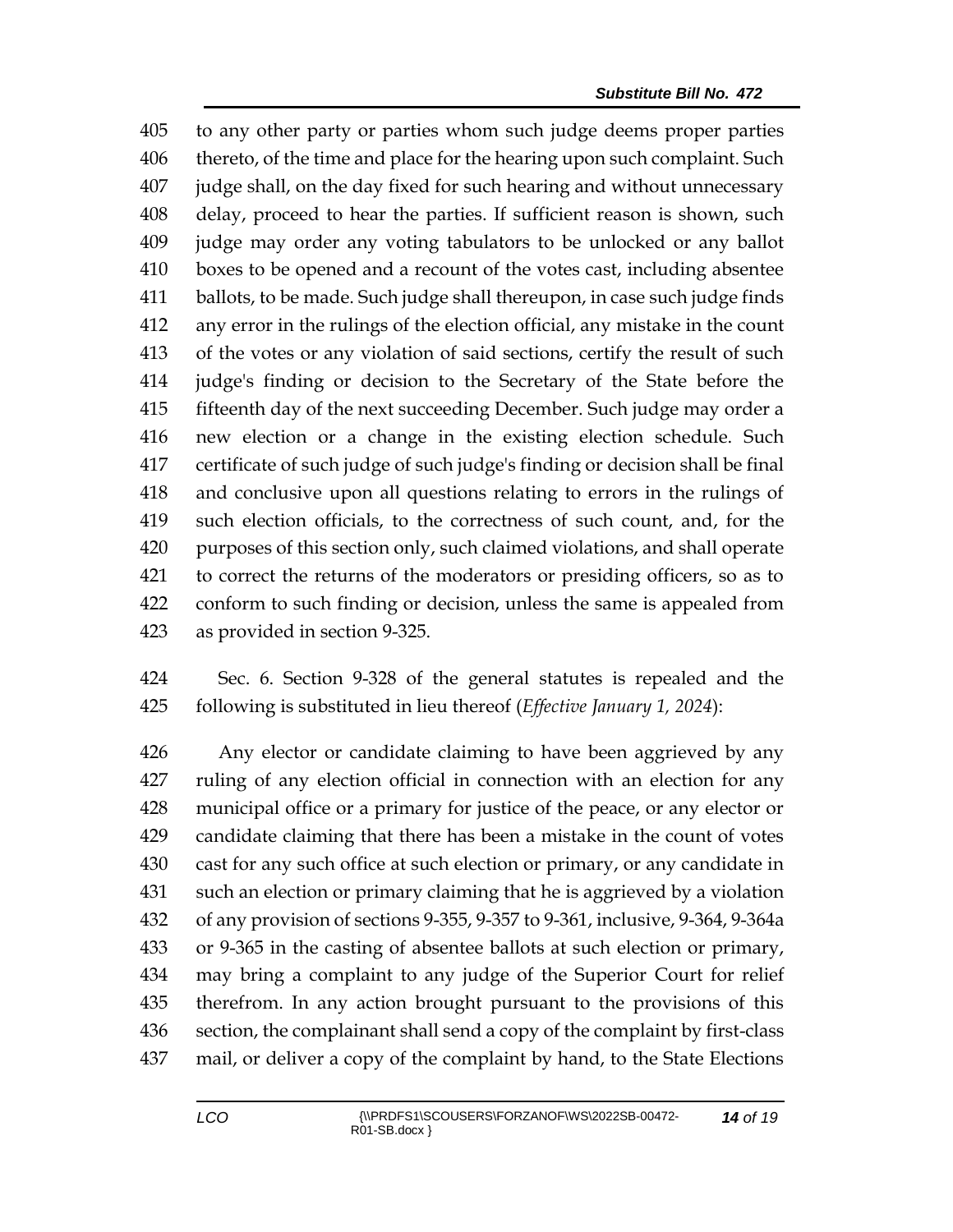to any other party or parties whom such judge deems proper parties thereto, of the time and place for the hearing upon such complaint. Such judge shall, on the day fixed for such hearing and without unnecessary delay, proceed to hear the parties. If sufficient reason is shown, such judge may order any voting tabulators to be unlocked or any ballot boxes to be opened and a recount of the votes cast, including absentee ballots, to be made. Such judge shall thereupon, in case such judge finds any error in the rulings of the election official, any mistake in the count of the votes or any violation of said sections, certify the result of such judge's finding or decision to the Secretary of the State before the fifteenth day of the next succeeding December. Such judge may order a new election or a change in the existing election schedule. Such certificate of such judge of such judge's finding or decision shall be final and conclusive upon all questions relating to errors in the rulings of such election officials, to the correctness of such count, and, for the purposes of this section only, such claimed violations, and shall operate to correct the returns of the moderators or presiding officers, so as to conform to such finding or decision, unless the same is appealed from as provided in section 9-325.

Sec. 6. Section 9-328 of the general statutes is repealed and the following is substituted in lieu thereof (*Effective January 1, 2024*):

Any elector or candidate claiming to have been aggrieved by any ruling of any election official in connection with an election for any municipal office or a primary for justice of the peace, or any elector or candidate claiming that there has been a mistake in the count of votes cast for any such office at such election or primary, or any candidate in such an election or primary claiming that he is aggrieved by a violation of any provision of sections 9-355, 9-357 to 9-361, inclusive, 9-364, 9-364a or 9-365 in the casting of absentee ballots at such election or primary, may bring a complaint to any judge of the Superior Court for relief therefrom. In any action brought pursuant to the provisions of this section, the complainant shall send a copy of the complaint by first-class mail, or deliver a copy of the complaint by hand, to the State Elections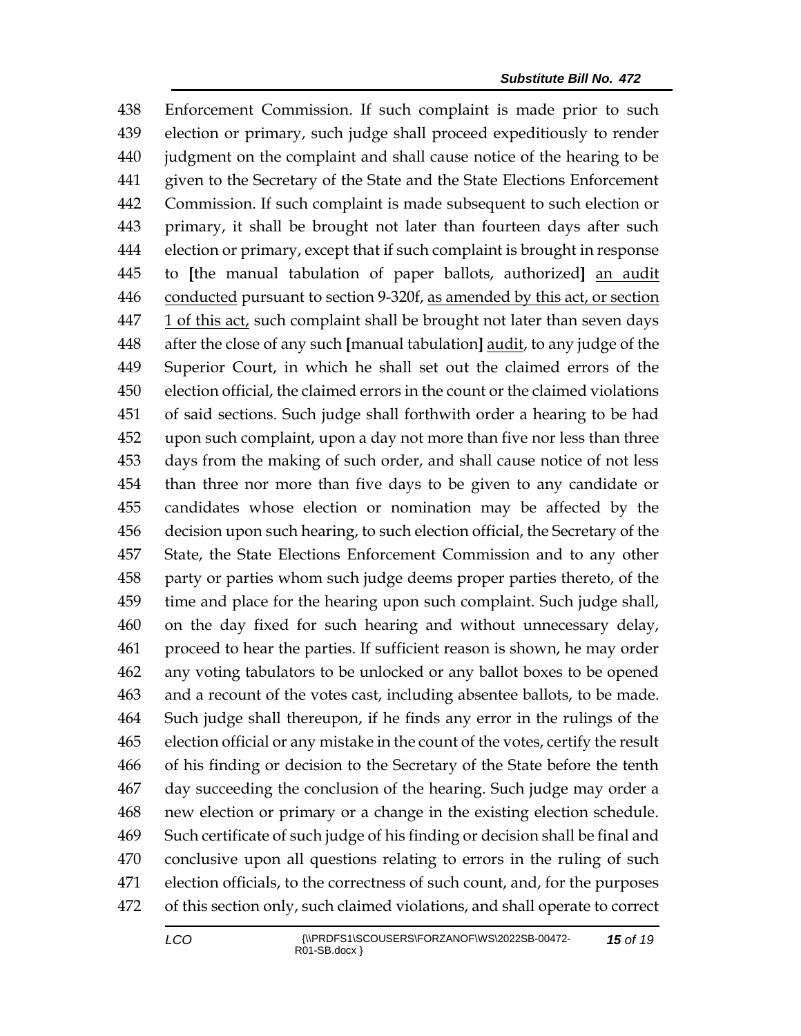438 Enforcement Commission. If such complaint is made prior to such
439 election or primary, such judge shall proceed expeditiously to render
440 judgment on the complaint and shall cause notice of the hearing to be
441 given to the Secretary of the State and the State Elections Enforcement
442 Commission. If such complaint is made subsequent to such election or
443 primary, it shall be brought not later than fourteen days after such
444 election or primary, except that if such complaint is brought in response
445 to **[**the manual tabulation of paper ballots, authorized**]** <u>an audit</u>
446 <u>conducted</u> pursuant to section 9-320f, <u>as amended by this act, or section</u>
447 <u>1 of this act,</u> such complaint shall be brought not later than seven days
448 after the close of any such **[**manual tabulation**]** <u>audit</u>, to any judge of the
449 Superior Court, in which he shall set out the claimed errors of the
450 election official, the claimed errors in the count or the claimed violations
451 of said sections. Such judge shall forthwith order a hearing to be had
452 upon such complaint, upon a day not more than five nor less than three
453 days from the making of such order, and shall cause notice of not less
454 than three nor more than five days to be given to any candidate or
455 candidates whose election or nomination may be affected by the
456 decision upon such hearing, to such election official, the Secretary of the
457 State, the State Elections Enforcement Commission and to any other
458 party or parties whom such judge deems proper parties thereto, of the
459 time and place for the hearing upon such complaint. Such judge shall,
460 on the day fixed for such hearing and without unnecessary delay,
461 proceed to hear the parties. If sufficient reason is shown, he may order
462 any voting tabulators to be unlocked or any ballot boxes to be opened
463 and a recount of the votes cast, including absentee ballots, to be made.
464 Such judge shall thereupon, if he finds any error in the rulings of the
465 election official or any mistake in the count of the votes, certify the result
466 of his finding or decision to the Secretary of the State before the tenth
467 day succeeding the conclusion of the hearing. Such judge may order a
468 new election or primary or a change in the existing election schedule.
469 Such certificate of such judge of his finding or decision shall be final and
470 conclusive upon all questions relating to errors in the ruling of such
471 election officials, to the correctness of such count, and, for the purposes
472 of this section only, such claimed violations, and shall operate to correct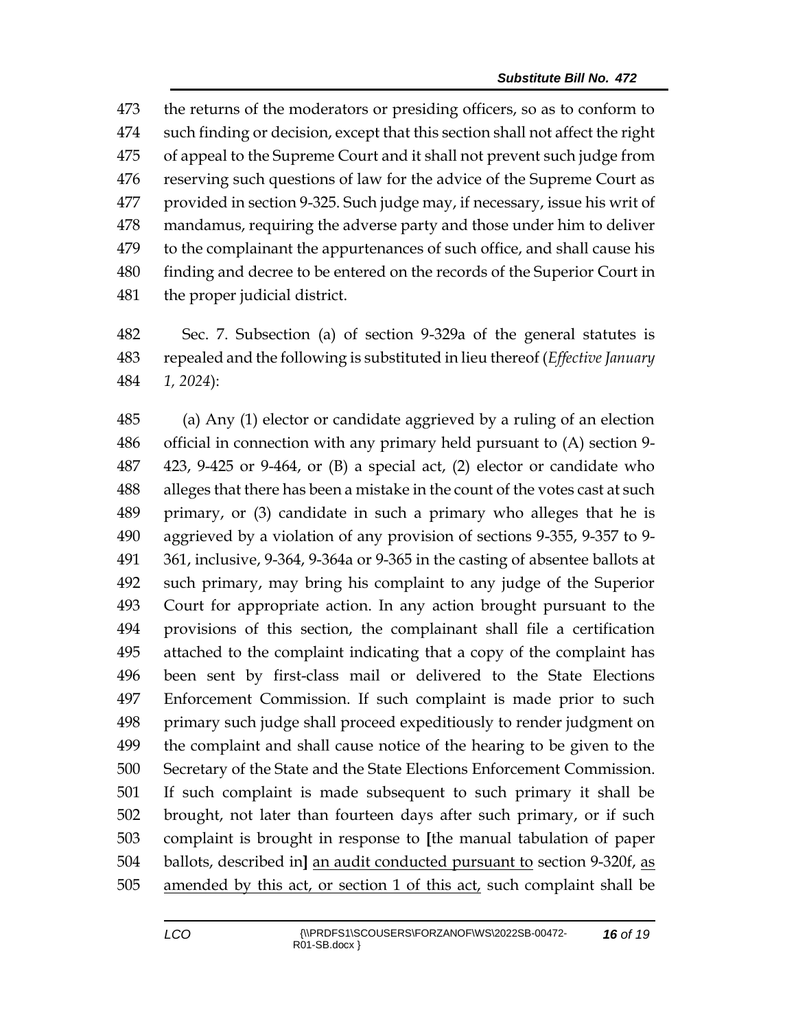the returns of the moderators or presiding officers, so as to conform to such finding or decision, except that this section shall not affect the right of appeal to the Supreme Court and it shall not prevent such judge from reserving such questions of law for the advice of the Supreme Court as provided in section 9-325. Such judge may, if necessary, issue his writ of mandamus, requiring the adverse party and those under him to deliver to the complainant the appurtenances of such office, and shall cause his finding and decree to be entered on the records of the Superior Court in the proper judicial district.

Sec. 7. Subsection (a) of section 9-329a of the general statutes is repealed and the following is substituted in lieu thereof (*Effective January 1, 2024*):

(a) Any (1) elector or candidate aggrieved by a ruling of an election official in connection with any primary held pursuant to (A) section 9-423, 9-425 or 9-464, or (B) a special act, (2) elector or candidate who alleges that there has been a mistake in the count of the votes cast at such primary, or (3) candidate in such a primary who alleges that he is aggrieved by a violation of any provision of sections 9-355, 9-357 to 9-361, inclusive, 9-364, 9-364a or 9-365 in the casting of absentee ballots at such primary, may bring his complaint to any judge of the Superior Court for appropriate action. In any action brought pursuant to the provisions of this section, the complainant shall file a certification attached to the complaint indicating that a copy of the complaint has been sent by first-class mail or delivered to the State Elections Enforcement Commission. If such complaint is made prior to such primary such judge shall proceed expeditiously to render judgment on the complaint and shall cause notice of the hearing to be given to the Secretary of the State and the State Elections Enforcement Commission. If such complaint is made subsequent to such primary it shall be brought, not later than fourteen days after such primary, or if such complaint is brought in response to **[**the manual tabulation of paper ballots, described in**]** <u>an audit conducted pursuant to</u> section 9-320f, <u>as amended by this act, or section 1 of this act,</u> such complaint shall be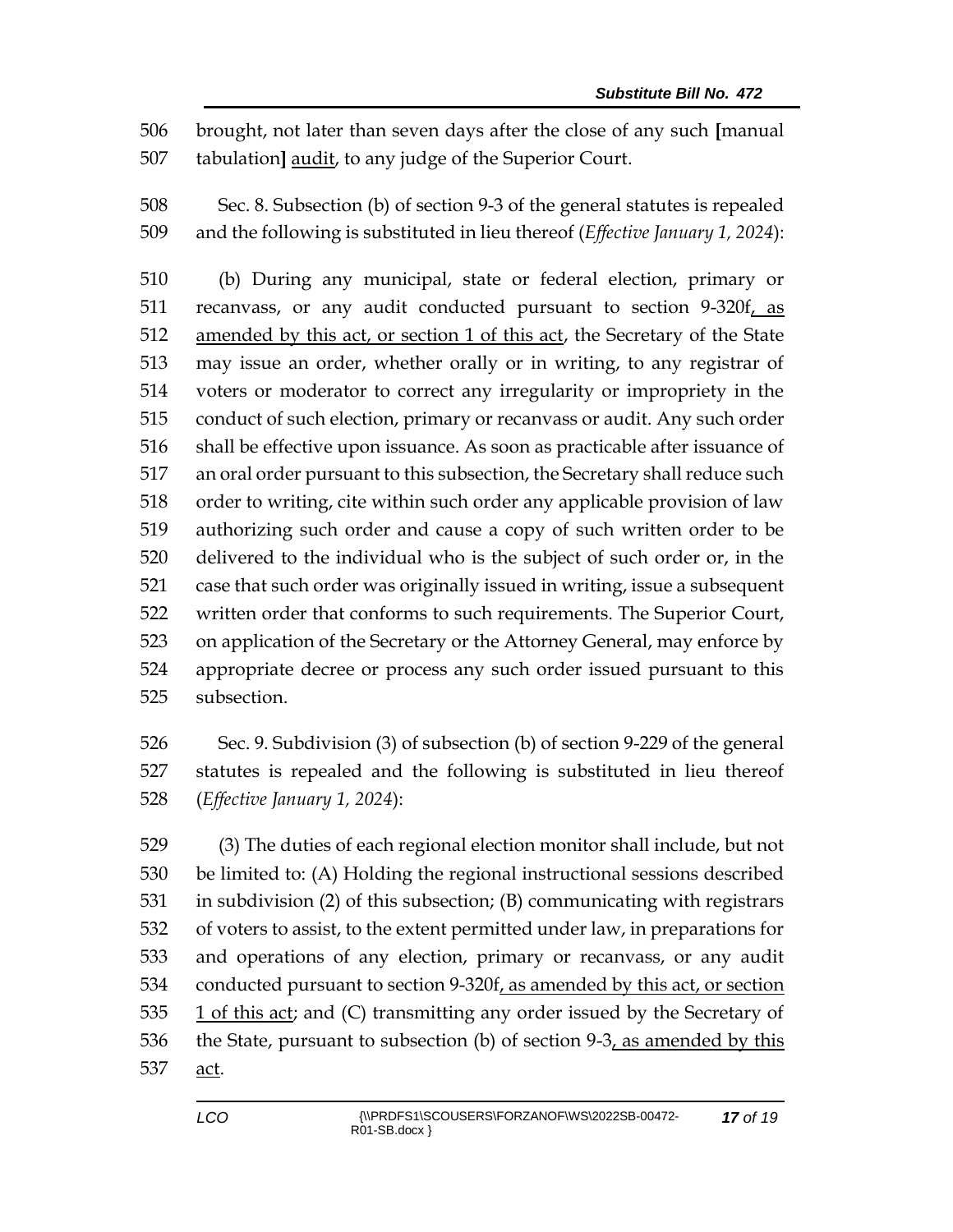brought, not later than seven days after the close of any such [manual tabulation] <u>audit</u>, to any judge of the Superior Court.

Sec. 8. Subsection (b) of section 9-3 of the general statutes is repealed and the following is substituted in lieu thereof (*Effective January 1, 2024*):

(b) During any municipal, state or federal election, primary or recanvass, or any audit conducted pursuant to section 9-320f<u>, as amended by this act, or section 1 of this act</u>, the Secretary of the State may issue an order, whether orally or in writing, to any registrar of voters or moderator to correct any irregularity or impropriety in the conduct of such election, primary or recanvass or audit. Any such order shall be effective upon issuance. As soon as practicable after issuance of an oral order pursuant to this subsection, the Secretary shall reduce such order to writing, cite within such order any applicable provision of law authorizing such order and cause a copy of such written order to be delivered to the individual who is the subject of such order or, in the case that such order was originally issued in writing, issue a subsequent written order that conforms to such requirements. The Superior Court, on application of the Secretary or the Attorney General, may enforce by appropriate decree or process any such order issued pursuant to this subsection.

Sec. 9. Subdivision (3) of subsection (b) of section 9-229 of the general statutes is repealed and the following is substituted in lieu thereof (*Effective January 1, 2024*):

(3) The duties of each regional election monitor shall include, but not be limited to: (A) Holding the regional instructional sessions described in subdivision (2) of this subsection; (B) communicating with registrars of voters to assist, to the extent permitted under law, in preparations for and operations of any election, primary or recanvass, or any audit conducted pursuant to section 9-320f<u>, as amended by this act, or section 1 of this act</u>; and (C) transmitting any order issued by the Secretary of the State, pursuant to subsection (b) of section 9-3<u>, as amended by this act</u>.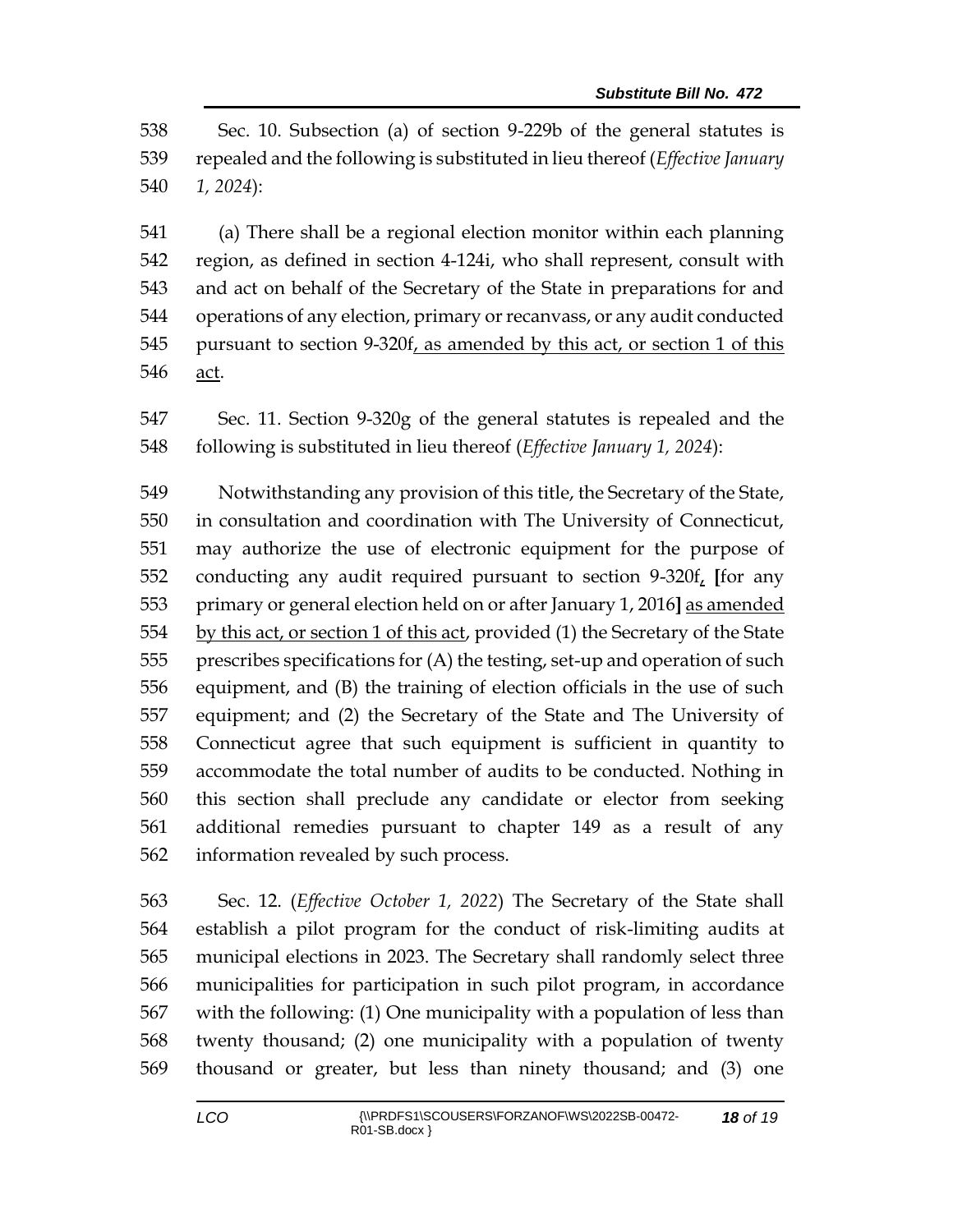538 Sec. 10. Subsection (a) of section 9-229b of the general statutes is
539 repealed and the following is substituted in lieu thereof (*Effective January*
540 *1, 2024*):

541 (a) There shall be a regional election monitor within each planning
542 region, as defined in section 4-124i, who shall represent, consult with
543 and act on behalf of the Secretary of the State in preparations for and
544 operations of any election, primary or recanvass, or any audit conducted
545 pursuant to section 9-320f<u>, as amended by this act, or section 1 of this</u>
546 <u>act</u>.

547 Sec. 11. Section 9-320g of the general statutes is repealed and the
548 following is substituted in lieu thereof (*Effective January 1, 2024*):

549 Notwithstanding any provision of this title, the Secretary of the State,
550 in consultation and coordination with The University of Connecticut,
551 may authorize the use of electronic equipment for the purpose of
552 conducting any audit required pursuant to section 9-320f<u>,</u> **[**for any
553 primary or general election held on or after January 1, 2016**]** <u>as amended</u>
554 <u>by this act, or section 1 of this act</u>, provided (1) the Secretary of the State
555 prescribes specifications for (A) the testing, set-up and operation of such
556 equipment, and (B) the training of election officials in the use of such
557 equipment; and (2) the Secretary of the State and The University of
558 Connecticut agree that such equipment is sufficient in quantity to
559 accommodate the total number of audits to be conducted. Nothing in
560 this section shall preclude any candidate or elector from seeking
561 additional remedies pursuant to chapter 149 as a result of any
562 information revealed by such process.

563 Sec. 12. (*Effective October 1, 2022*) The Secretary of the State shall
564 establish a pilot program for the conduct of risk-limiting audits at
565 municipal elections in 2023. The Secretary shall randomly select three
566 municipalities for participation in such pilot program, in accordance
567 with the following: (1) One municipality with a population of less than
568 twenty thousand; (2) one municipality with a population of twenty
569 thousand or greater, but less than ninety thousand; and (3) one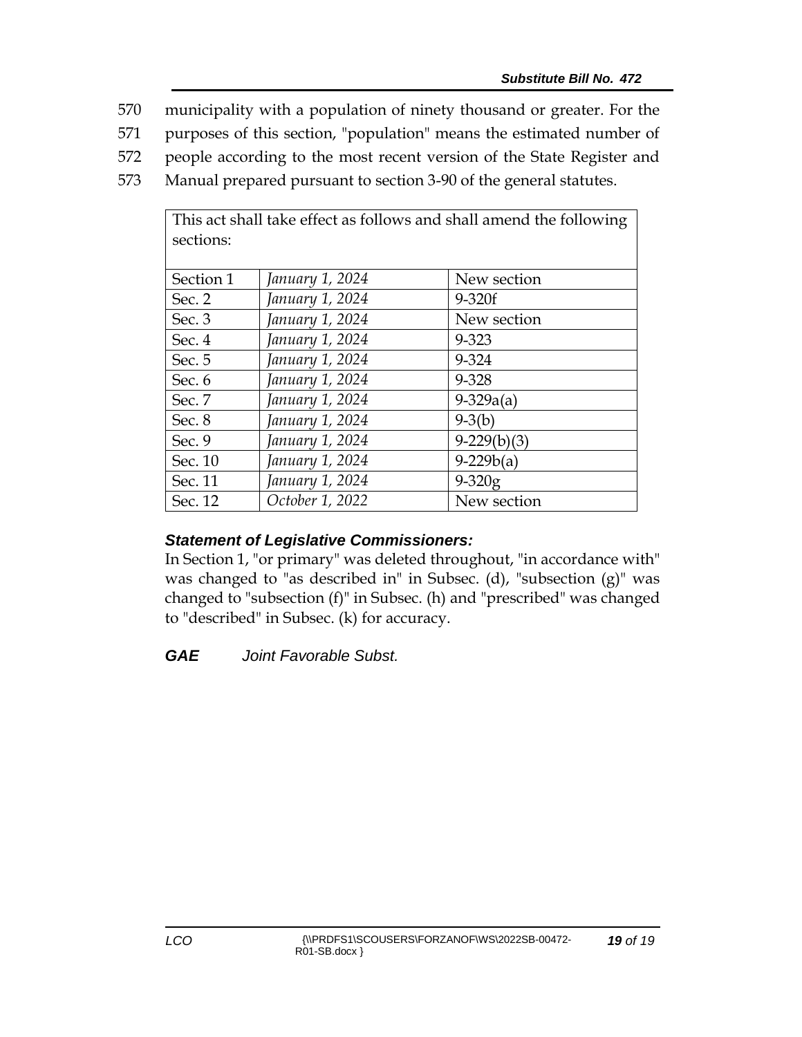570 municipality with a population of ninety thousand or greater. For the
571 purposes of this section, "population" means the estimated number of
572 people according to the most recent version of the State Register and
573 Manual prepared pursuant to section 3-90 of the general statutes.

This act shall take effect as follows and shall amend the following sections:

| | | |
|---|---|---|
| Section 1 | *January 1, 2024* | New section |
| Sec. 2 | *January 1, 2024* | 9-320f |
| Sec. 3 | *January 1, 2024* | New section |
| Sec. 4 | *January 1, 2024* | 9-323 |
| Sec. 5 | *January 1, 2024* | 9-324 |
| Sec. 6 | *January 1, 2024* | 9-328 |
| Sec. 7 | *January 1, 2024* | 9-329a(a) |
| Sec. 8 | *January 1, 2024* | 9-3(b) |
| Sec. 9 | *January 1, 2024* | 9-229(b)(3) |
| Sec. 10 | *January 1, 2024* | 9-229b(a) |
| Sec. 11 | *January 1, 2024* | 9-320g |
| Sec. 12 | *October 1, 2022* | New section |

***Statement of Legislative Commissioners:***

In Section 1, "or primary" was deleted throughout, "in accordance with" was changed to "as described in" in Subsec. (d), "subsection (g)" was changed to "subsection (f)" in Subsec. (h) and "prescribed" was changed to "described" in Subsec. (k) for accuracy.

***GAE*** *Joint Favorable Subst.*